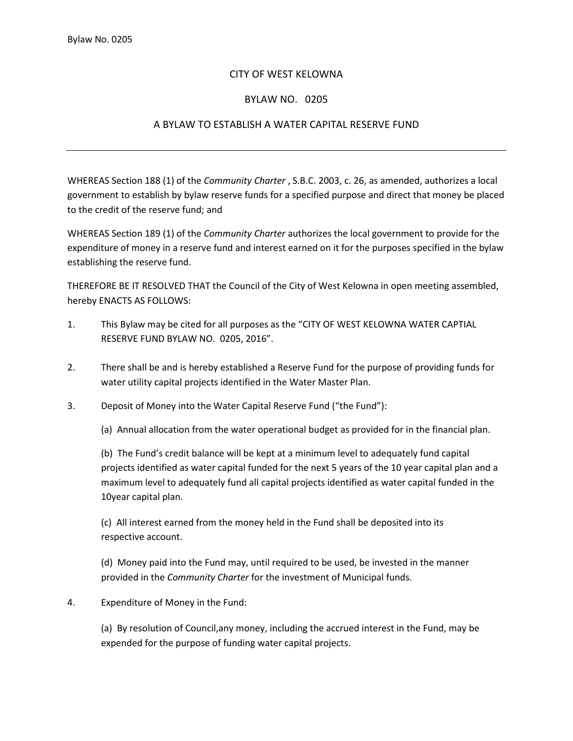CITY OF WEST KELOWNA

BYLAW NO. 0205

A BYLAW TO ESTABLISH A WATER CAPITAL RESERVE FUND

---

WHEREAS Section 188 (1) of the *Community Charter* , S.B.C. 2003, c. 26, as amended, authorizes a local government to establish by bylaw reserve funds for a specified purpose and direct that money be placed to the credit of the reserve fund; and

WHEREAS Section 189 (1) of the *Community Charter* authorizes the local government to provide for the expenditure of money in a reserve fund and interest earned on it for the purposes specified in the bylaw establishing the reserve fund.

THEREFORE BE IT RESOLVED THAT the Council of the City of West Kelowna in open meeting assembled, hereby ENACTS AS FOLLOWS:

1. This Bylaw may be cited for all purposes as the "CITY OF WEST KELOWNA WATER CAPTIAL RESERVE FUND BYLAW NO. 0205, 2016".

2. There shall be and is hereby established a Reserve Fund for the purpose of providing funds for water utility capital projects identified in the Water Master Plan.

3. Deposit of Money into the Water Capital Reserve Fund ("the Fund"):

   (a) Annual allocation from the water operational budget as provided for in the financial plan.

   (b) The Fund's credit balance will be kept at a minimum level to adequately fund capital projects identified as water capital funded for the next 5 years of the 10 year capital plan and a maximum level to adequately fund all capital projects identified as water capital funded in the 10year capital plan.

   (c) All interest earned from the money held in the Fund shall be deposited into its respective account.

   (d) Money paid into the Fund may, until required to be used, be invested in the manner provided in the *Community Charter* for the investment of Municipal funds.

4. Expenditure of Money in the Fund:

   (a) By resolution of Council,any money, including the accrued interest in the Fund, may be expended for the purpose of funding water capital projects.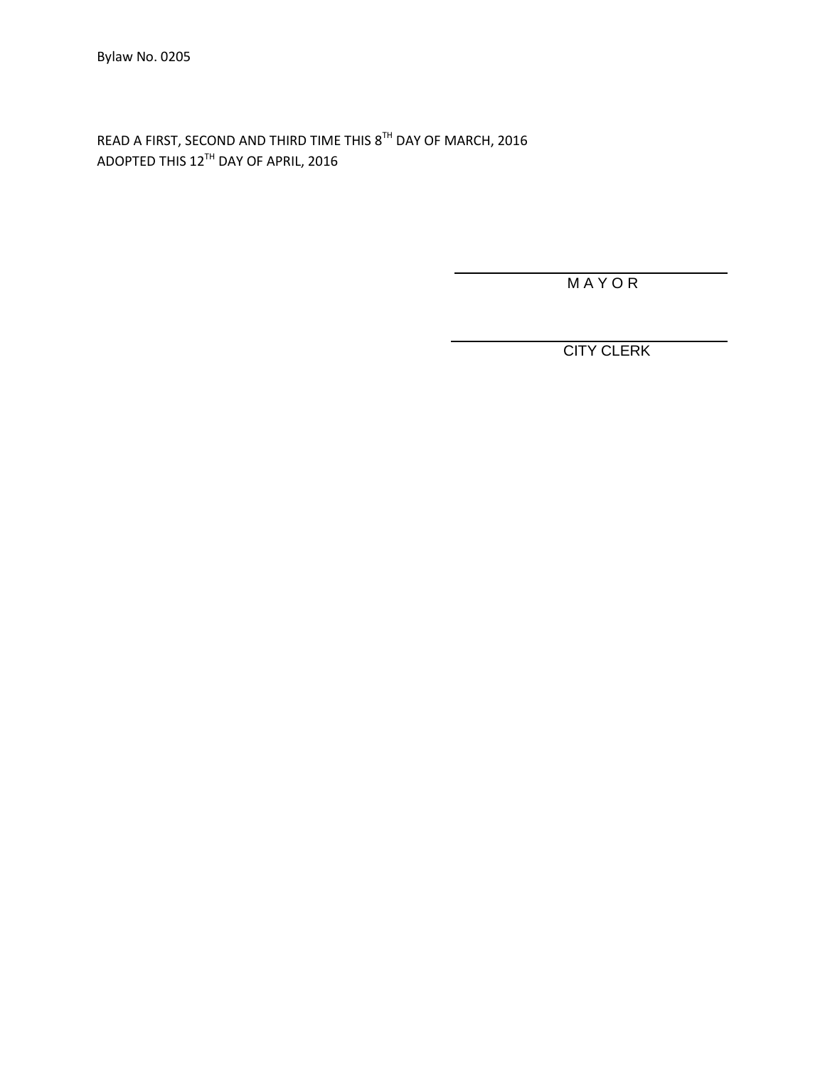READ A FIRST, SECOND AND THIRD TIME THIS 8TH DAY OF MARCH, 2016
ADOPTED THIS 12TH DAY OF APRIL, 2016

\_\_\_\_\_\_\_\_\_\_\_\_\_\_\_\_\_\_\_\_\_\_\_\_\_\_\_\_\_\_
M A Y O R

\_\_\_\_\_\_\_\_\_\_\_\_\_\_\_\_\_\_\_\_\_\_\_\_\_\_\_\_\_\_
CITY CLERK